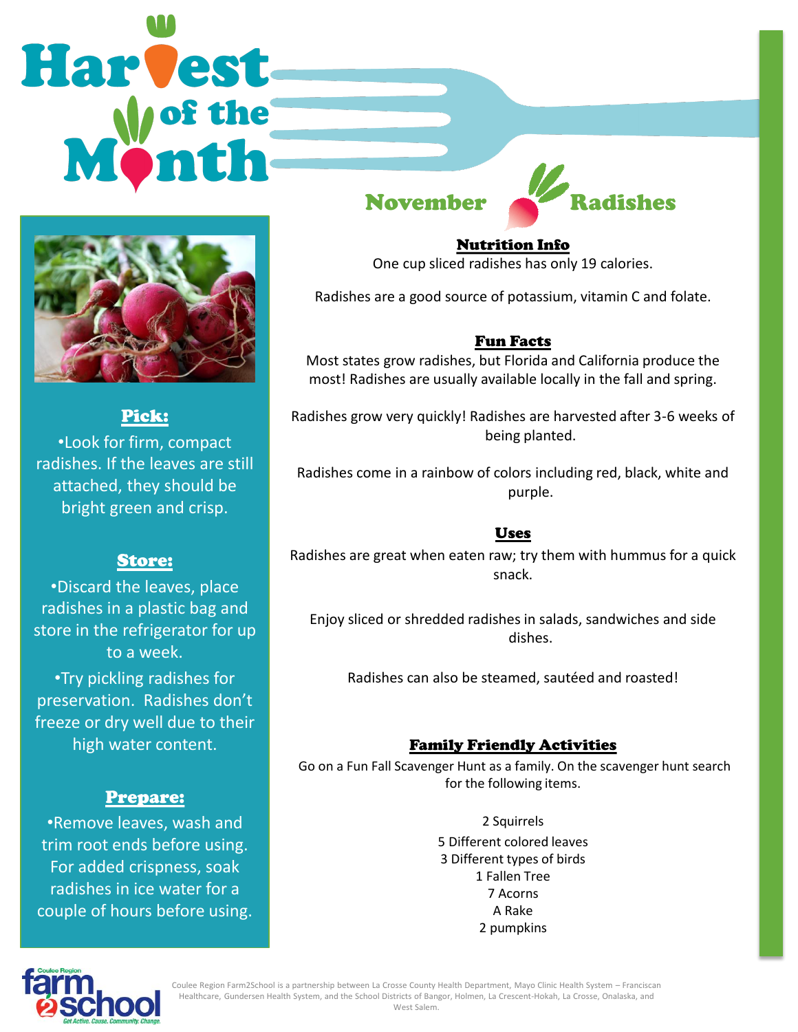# Harvest of the Month

## November Radishes

### Pick:

- Look for firm, compact radishes. If the leaves are still attached, they should be bright green and crisp.

### Store:

- Discard the leaves, place radishes in a plastic bag and store in the refrigerator for up to a week.
- Try pickling radishes for preservation. Radishes don't freeze or dry well due to their high water content.

### Prepare:

- Remove leaves, wash and trim root ends before using. For added crispness, soak radishes in ice water for a couple of hours before using.

### Nutrition Info

One cup sliced radishes has only 19 calories.

Radishes are a good source of potassium, vitamin C and folate.

### Fun Facts

Most states grow radishes, but Florida and California produce the most! Radishes are usually available locally in the fall and spring.

Radishes grow very quickly! Radishes are harvested after 3-6 weeks of being planted.

Radishes come in a rainbow of colors including red, black, white and purple.

### Uses

Radishes are great when eaten raw; try them with hummus for a quick snack.

Enjoy sliced or shredded radishes in salads, sandwiches and side dishes.

Radishes can also be steamed, sautéed and roasted!

### Family Friendly Activities

Go on a Fun Fall Scavenger Hunt as a family. On the scavenger hunt search for the following items.

2 Squirrels
5 Different colored leaves
3 Different types of birds
1 Fallen Tree
7 Acorns
A Rake
2 pumpkins

Coulee Region farm2school — Get Active. Cause. Community. Change.

Coulee Region Farm2School is a partnership between La Crosse County Health Department, Mayo Clinic Health System – Franciscan Healthcare, Gundersen Health System, and the School Districts of Bangor, Holmen, La Crescent-Hokah, La Crosse, Onalaska, and West Salem.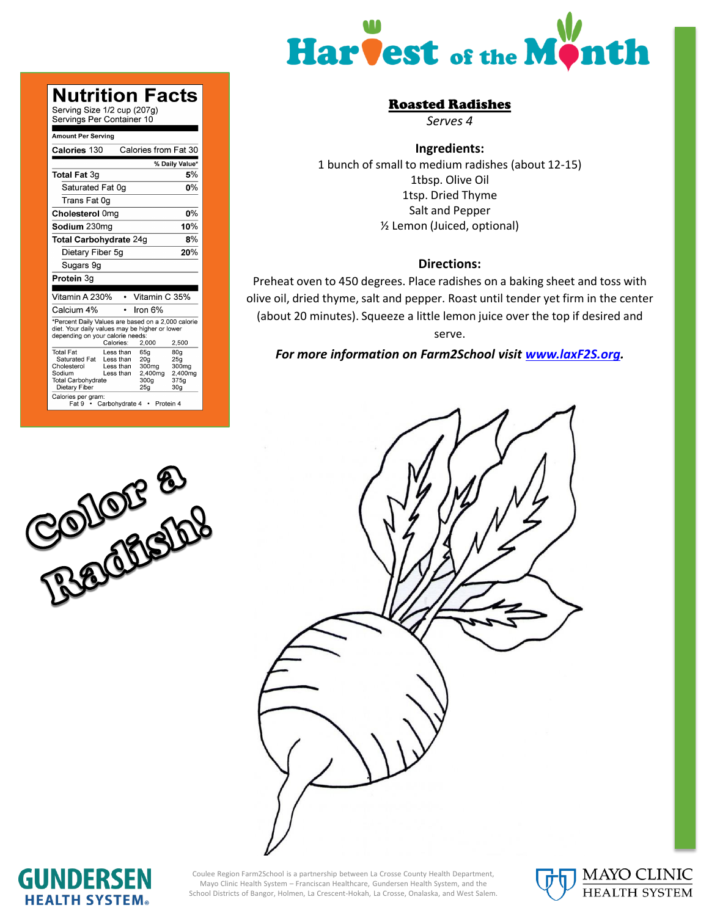# Harvest of the Month

## Nutrition Facts

Serving Size 1/2 cup (207g)
Servings Per Container 10

| Amount Per Serving | |
|---|---|
| **Calories** 130 | Calories from Fat 30 |
| | % Daily Value* |
| **Total Fat** 3g | 5% |
| Saturated Fat 0g | 0% |
| Trans Fat 0g | |
| **Cholesterol** 0mg | 0% |
| **Sodium** 230mg | 10% |
| **Total Carbohydrate** 24g | 8% |
| Dietary Fiber 5g | 20% |
| Sugars 9g | |
| **Protein** 3g | |

Vitamin A 230% • Vitamin C 35%
Calcium 4% • Iron 6%

*Percent Daily Values are based on a 2,000 calorie diet. Your daily values may be higher or lower depending on your calorie needs:

| | | Calories: 2,000 | 2,500 |
|---|---|---|---|
| Total Fat | Less than | 65g | 80g |
| Saturated Fat | Less than | 20g | 25g |
| Cholesterol | Less than | 300mg | 300mg |
| Sodium | Less than | 2,400mg | 2,400mg |
| Total Carbohydrate | | 300g | 375g |
| Dietary Fiber | | 25g | 30g |

Calories per gram:
Fat 9 • Carbohydrate 4 • Protein 4

## Roasted Radishes

*Serves 4*

**Ingredients:**

1 bunch of small to medium radishes (about 12-15)
1tbsp. Olive Oil
1tsp. Dried Thyme
Salt and Pepper
½ Lemon (Juiced, optional)

**Directions:**

Preheat oven to 450 degrees. Place radishes on a baking sheet and toss with olive oil, dried thyme, salt and pepper. Roast until tender yet firm in the center (about 20 minutes). Squeeze a little lemon juice over the top if desired and serve.

***For more information on Farm2School visit [www.laxF2S.org](http://www.laxF2S.org).***

**Color a Radish!**

GUNDERSEN HEALTH SYSTEM®

Coulee Region Farm2School is a partnership between La Crosse County Health Department, Mayo Clinic Health System – Franciscan Healthcare, Gundersen Health System, and the School Districts of Bangor, Holmen, La Crescent-Hokah, La Crosse, Onalaska, and West Salem.

MAYO CLINIC HEALTH SYSTEM